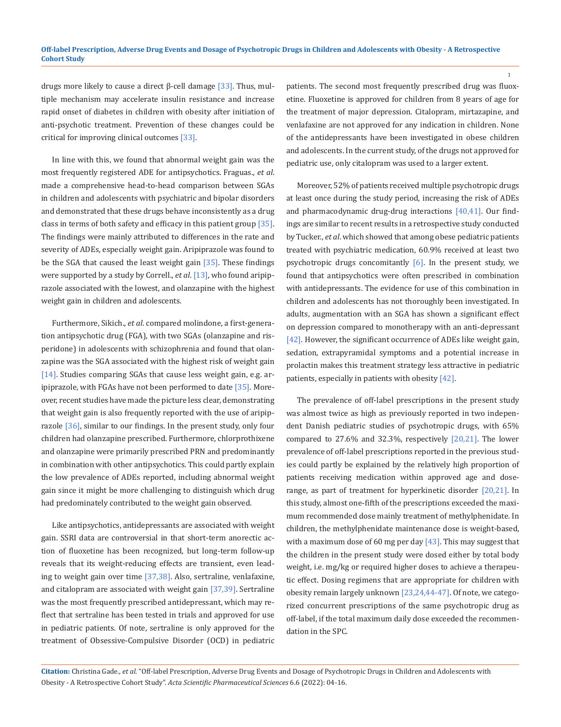drugs more likely to cause a direct β-cell damage [33]. Thus, multiple mechanism may accelerate insulin resistance and increase rapid onset of diabetes in children with obesity after initiation of anti-psychotic treatment. Prevention of these changes could be critical for improving clinical outcomes [33].

In line with this, we found that abnormal weight gain was the most frequently registered ADE for antipsychotics. Fraguas., *et al*. made a comprehensive head-to-head comparison between SGAs in children and adolescents with psychiatric and bipolar disorders and demonstrated that these drugs behave inconsistently as a drug class in terms of both safety and efficacy in this patient group [35]. The findings were mainly attributed to differences in the rate and severity of ADEs, especially weight gain. Aripiprazole was found to be the SGA that caused the least weight gain [35]. These findings were supported by a study by Correll., *et al*. [13], who found aripiprazole associated with the lowest, and olanzapine with the highest weight gain in children and adolescents.

Furthermore, Sikich., *et al*. compared molindone, a first-generation antipsychotic drug (FGA), with two SGAs (olanzapine and risperidone) in adolescents with schizophrenia and found that olanzapine was the SGA associated with the highest risk of weight gain [14]. Studies comparing SGAs that cause less weight gain, e.g. aripiprazole, with FGAs have not been performed to date [35]. Moreover, recent studies have made the picture less clear, demonstrating that weight gain is also frequently reported with the use of aripiprazole [36], similar to our findings. In the present study, only four children had olanzapine prescribed. Furthermore, chlorprothixene and olanzapine were primarily prescribed PRN and predominantly in combination with other antipsychotics. This could partly explain the low prevalence of ADEs reported, including abnormal weight gain since it might be more challenging to distinguish which drug had predominately contributed to the weight gain observed.

Like antipsychotics, antidepressants are associated with weight gain. SSRI data are controversial in that short-term anorectic action of fluoxetine has been recognized, but long-term follow-up reveals that its weight-reducing effects are transient, even leading to weight gain over time [37,38]. Also, sertraline, venlafaxine, and citalopram are associated with weight gain [37,39]. Sertraline was the most frequently prescribed antidepressant, which may reflect that sertraline has been tested in trials and approved for use in pediatric patients. Of note, sertraline is only approved for the treatment of Obsessive-Compulsive Disorder (OCD) in pediatric patients. The second most frequently prescribed drug was fluoxetine. Fluoxetine is approved for children from 8 years of age for the treatment of major depression. Citalopram, mirtazapine, and venlafaxine are not approved for any indication in children. None of the antidepressants have been investigated in obese children and adolescents. In the current study, of the drugs not approved for pediatric use, only citalopram was used to a larger extent.

Moreover, 52% of patients received multiple psychotropic drugs at least once during the study period, increasing the risk of ADEs and pharmacodynamic drug-drug interactions [40,41]. Our findings are similar to recent results in a retrospective study conducted by Tucker., *et al*. which showed that among obese pediatric patients treated with psychiatric medication, 60.9% received at least two psychotropic drugs concomitantly [6]. In the present study, we found that antipsychotics were often prescribed in combination with antidepressants. The evidence for use of this combination in children and adolescents has not thoroughly been investigated. In adults, augmentation with an SGA has shown a significant effect on depression compared to monotherapy with an anti-depressant [42]. However, the significant occurrence of ADEs like weight gain, sedation, extrapyramidal symptoms and a potential increase in prolactin makes this treatment strategy less attractive in pediatric patients, especially in patients with obesity [42].

The prevalence of off-label prescriptions in the present study was almost twice as high as previously reported in two independent Danish pediatric studies of psychotropic drugs, with 65% compared to 27.6% and 32.3%, respectively [20,21]. The lower prevalence of off-label prescriptions reported in the previous studies could partly be explained by the relatively high proportion of patients receiving medication within approved age and dose-range, as part of treatment for hyperkinetic disorder [20,21]. In this study, almost one-fifth of the prescriptions exceeded the maximum recommended dose mainly treatment of methylphenidate. In children, the methylphenidate maintenance dose is weight-based, with a maximum dose of 60 mg per day [43]. This may suggest that the children in the present study were dosed either by total body weight, i.e. mg/kg or required higher doses to achieve a therapeutic effect. Dosing regimens that are appropriate for children with obesity remain largely unknown [23,24,44-47]. Of note, we categorized concurrent prescriptions of the same psychotropic drug as off-label, if the total maximum daily dose exceeded the recommendation in the SPC.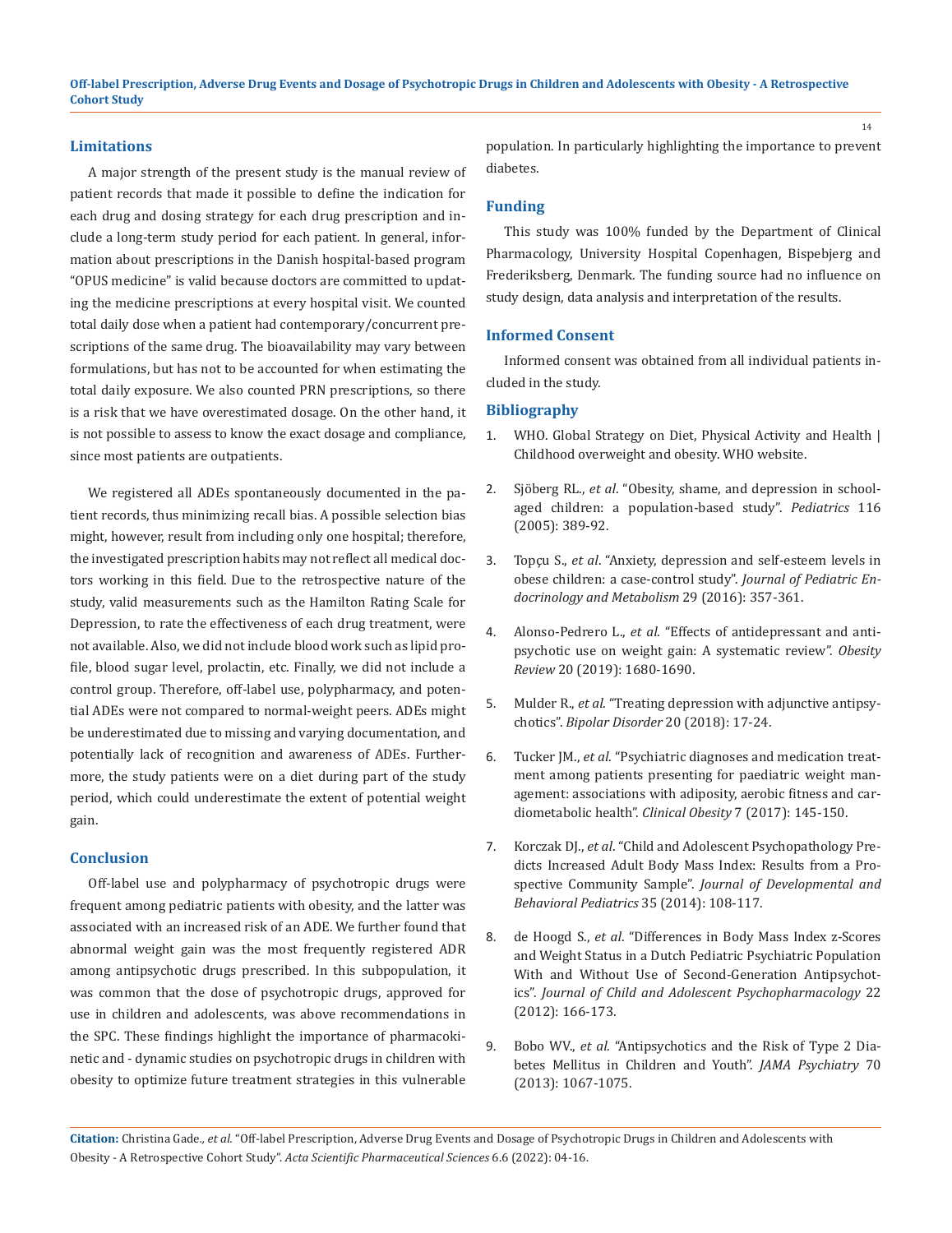## Limitations

A major strength of the present study is the manual review of patient records that made it possible to define the indication for each drug and dosing strategy for each drug prescription and include a long-term study period for each patient. In general, information about prescriptions in the Danish hospital-based program "OPUS medicine" is valid because doctors are committed to updating the medicine prescriptions at every hospital visit. We counted total daily dose when a patient had contemporary/concurrent prescriptions of the same drug. The bioavailability may vary between formulations, but has not to be accounted for when estimating the total daily exposure. We also counted PRN prescriptions, so there is a risk that we have overestimated dosage. On the other hand, it is not possible to assess to know the exact dosage and compliance, since most patients are outpatients.

We registered all ADEs spontaneously documented in the patient records, thus minimizing recall bias. A possible selection bias might, however, result from including only one hospital; therefore, the investigated prescription habits may not reflect all medical doctors working in this field. Due to the retrospective nature of the study, valid measurements such as the Hamilton Rating Scale for Depression, to rate the effectiveness of each drug treatment, were not available. Also, we did not include blood work such as lipid profile, blood sugar level, prolactin, etc. Finally, we did not include a control group. Therefore, off-label use, polypharmacy, and potential ADEs were not compared to normal-weight peers. ADEs might be underestimated due to missing and varying documentation, and potentially lack of recognition and awareness of ADEs. Furthermore, the study patients were on a diet during part of the study period, which could underestimate the extent of potential weight gain.

## Conclusion

Off-label use and polypharmacy of psychotropic drugs were frequent among pediatric patients with obesity, and the latter was associated with an increased risk of an ADE. We further found that abnormal weight gain was the most frequently registered ADR among antipsychotic drugs prescribed. In this subpopulation, it was common that the dose of psychotropic drugs, approved for use in children and adolescents, was above recommendations in the SPC. These findings highlight the importance of pharmacokinetic and - dynamic studies on psychotropic drugs in children with obesity to optimize future treatment strategies in this vulnerable population. In particularly highlighting the importance to prevent diabetes.

## Funding

This study was 100% funded by the Department of Clinical Pharmacology, University Hospital Copenhagen, Bispebjerg and Frederiksberg, Denmark. The funding source had no influence on study design, data analysis and interpretation of the results.

## Informed Consent

Informed consent was obtained from all individual patients included in the study.

## Bibliography

1. WHO. Global Strategy on Diet, Physical Activity and Health | Childhood overweight and obesity. WHO website.

2. Sjöberg RL., *et al*. "Obesity, shame, and depression in school-aged children: a population-based study". *Pediatrics* 116 (2005): 389-92.

3. Topçu S., *et al*. "Anxiety, depression and self-esteem levels in obese children: a case-control study". *Journal of Pediatric Endocrinology and Metabolism* 29 (2016): 357-361.

4. Alonso-Pedrero L., *et al*. "Effects of antidepressant and antipsychotic use on weight gain: A systematic review". *Obesity Review* 20 (2019): 1680-1690.

5. Mulder R., *et al*. "Treating depression with adjunctive antipsychotics". *Bipolar Disorder* 20 (2018): 17-24.

6. Tucker JM., *et al*. "Psychiatric diagnoses and medication treatment among patients presenting for paediatric weight management: associations with adiposity, aerobic fitness and cardiometabolic health". *Clinical Obesity* 7 (2017): 145-150.

7. Korczak DJ., *et al*. "Child and Adolescent Psychopathology Predicts Increased Adult Body Mass Index: Results from a Prospective Community Sample". *Journal of Developmental and Behavioral Pediatrics* 35 (2014): 108-117.

8. de Hoogd S., *et al*. "Differences in Body Mass Index z-Scores and Weight Status in a Dutch Pediatric Psychiatric Population With and Without Use of Second-Generation Antipsychotics". *Journal of Child and Adolescent Psychopharmacology* 22 (2012): 166-173.

9. Bobo WV., *et al*. "Antipsychotics and the Risk of Type 2 Diabetes Mellitus in Children and Youth". *JAMA Psychiatry* 70 (2013): 1067-1075.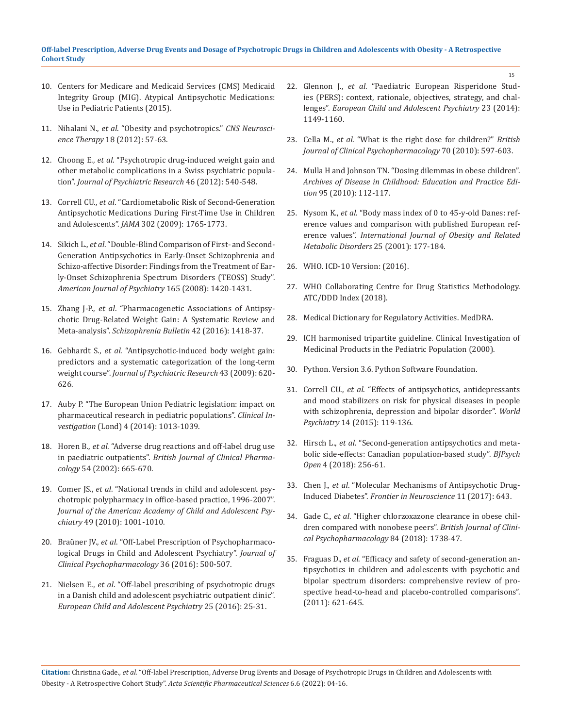10. Centers for Medicare and Medicaid Services (CMS) Medicaid Integrity Group (MIG). Atypical Antipsychotic Medications: Use in Pediatric Patients (2015).
11. Nihalani N., *et al*. "Obesity and psychotropics." *CNS Neuroscience Therapy* 18 (2012): 57-63.
12. Choong E., *et al*. "Psychotropic drug-induced weight gain and other metabolic complications in a Swiss psychiatric population". *Journal of Psychiatric Research* 46 (2012): 540-548.
13. Correll CU., *et al*. "Cardiometabolic Risk of Second-Generation Antipsychotic Medications During First-Time Use in Children and Adolescents". *JAMA* 302 (2009): 1765-1773.
14. Sikich L., *et al*. "Double-Blind Comparison of First- and Second-Generation Antipsychotics in Early-Onset Schizophrenia and Schizo-affective Disorder: Findings from the Treatment of Early-Onset Schizophrenia Spectrum Disorders (TEOSS) Study". *American Journal of Psychiatry* 165 (2008): 1420-1431.
15. Zhang J-P., *et al*. "Pharmacogenetic Associations of Antipsychotic Drug-Related Weight Gain: A Systematic Review and Meta-analysis". *Schizophrenia Bulletin* 42 (2016): 1418-37.
16. Gebhardt S., *et al*. "Antipsychotic-induced body weight gain: predictors and a systematic categorization of the long-term weight course". *Journal of Psychiatric Research* 43 (2009): 620-626.
17. Auby P. "The European Union Pediatric legislation: impact on pharmaceutical research in pediatric populations". *Clinical Investigation* (Lond) 4 (2014): 1013-1039.
18. Horen B., *et al*. "Adverse drug reactions and off-label drug use in paediatric outpatients". *British Journal of Clinical Pharmacology* 54 (2002): 665-670.
19. Comer JS., *et al*. "National trends in child and adolescent psychotropic polypharmacy in office-based practice, 1996-2007". *Journal of the American Academy of Child and Adolescent Psychiatry* 49 (2010): 1001-1010.
20. Braüner JV., *et al*. "Off-Label Prescription of Psychopharmacological Drugs in Child and Adolescent Psychiatry". *Journal of Clinical Psychopharmacology* 36 (2016): 500-507.
21. Nielsen E., *et al*. "Off-label prescribing of psychotropic drugs in a Danish child and adolescent psychiatric outpatient clinic". *European Child and Adolescent Psychiatry* 25 (2016): 25-31.
22. Glennon J., *et al*. "Paediatric European Risperidone Studies (PERS): context, rationale, objectives, strategy, and challenges". *European Child and Adolescent Psychiatry* 23 (2014): 1149-1160.
23. Cella M., *et al*. "What is the right dose for children?" *British Journal of Clinical Psychopharmacology* 70 (2010): 597-603.
24. Mulla H and Johnson TN. "Dosing dilemmas in obese children". *Archives of Disease in Childhood: Education and Practice Edition* 95 (2010): 112-117.
25. Nysom K., *et al*. "Body mass index of 0 to 45-y-old Danes: reference values and comparison with published European reference values". *International Journal of Obesity and Related Metabolic Disorders* 25 (2001): 177-184.
26. WHO. ICD-10 Version: (2016).
27. WHO Collaborating Centre for Drug Statistics Methodology. ATC/DDD Index (2018).
28. Medical Dictionary for Regulatory Activities. MedDRA.
29. ICH harmonised tripartite guideline. Clinical Investigation of Medicinal Products in the Pediatric Population (2000).
30. Python. Version 3.6. Python Software Foundation.
31. Correll CU., *et al*. "Effects of antipsychotics, antidepressants and mood stabilizers on risk for physical diseases in people with schizophrenia, depression and bipolar disorder". *World Psychiatry* 14 (2015): 119-136.
32. Hirsch L., *et al*. "Second-generation antipsychotics and metabolic side-effects: Canadian population-based study". *BJPsych Open* 4 (2018): 256-61.
33. Chen J., *et al*. "Molecular Mechanisms of Antipsychotic Drug-Induced Diabetes". *Frontier in Neuroscience* 11 (2017): 643.
34. Gade C., *et al*. "Higher chlorzoxazone clearance in obese children compared with nonobese peers". *British Journal of Clinical Psychopharmacology* 84 (2018): 1738-47.
35. Fraguas D., *et al*. "Efficacy and safety of second-generation antipsychotics in children and adolescents with psychotic and bipolar spectrum disorders: comprehensive review of prospective head-to-head and placebo-controlled comparisons". (2011): 621-645.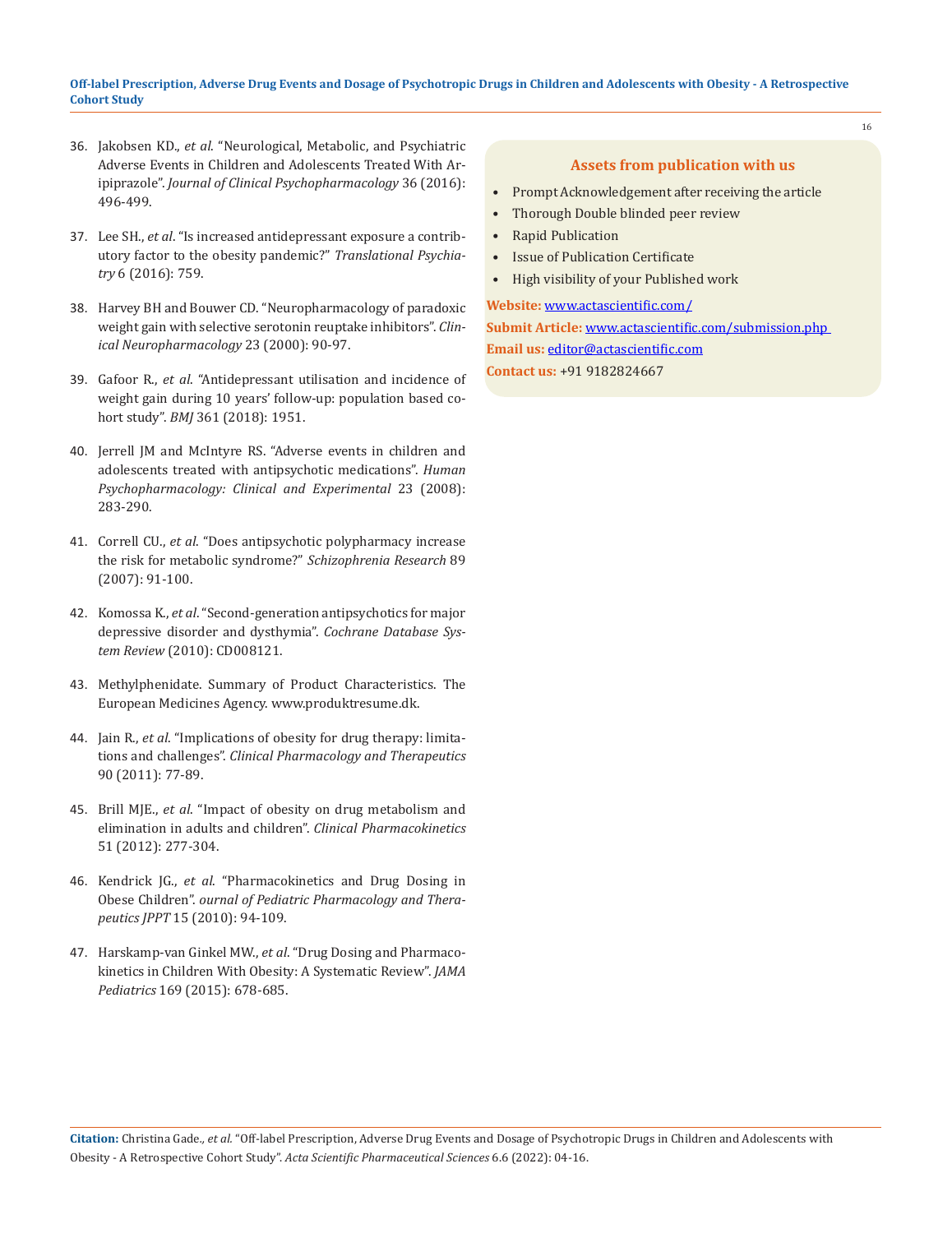36. Jakobsen KD., *et al*. "Neurological, Metabolic, and Psychiatric Adverse Events in Children and Adolescents Treated With Aripiprazole". *Journal of Clinical Psychopharmacology* 36 (2016): 496-499.

37. Lee SH., *et al*. "Is increased antidepressant exposure a contributory factor to the obesity pandemic?" *Translational Psychiatry* 6 (2016): 759.

38. Harvey BH and Bouwer CD. "Neuropharmacology of paradoxic weight gain with selective serotonin reuptake inhibitors". *Clinical Neuropharmacology* 23 (2000): 90-97.

39. Gafoor R., *et al*. "Antidepressant utilisation and incidence of weight gain during 10 years' follow-up: population based cohort study". *BMJ* 361 (2018): 1951.

40. Jerrell JM and McIntyre RS. "Adverse events in children and adolescents treated with antipsychotic medications". *Human Psychopharmacology: Clinical and Experimental* 23 (2008): 283-290.

41. Correll CU., *et al*. "Does antipsychotic polypharmacy increase the risk for metabolic syndrome?" *Schizophrenia Research* 89 (2007): 91-100.

42. Komossa K., *et al*. "Second-generation antipsychotics for major depressive disorder and dysthymia". *Cochrane Database System Review* (2010): CD008121.

43. Methylphenidate. Summary of Product Characteristics. The European Medicines Agency. www.produktresume.dk.

44. Jain R., *et al*. "Implications of obesity for drug therapy: limitations and challenges". *Clinical Pharmacology and Therapeutics* 90 (2011): 77-89.

45. Brill MJE., *et al*. "Impact of obesity on drug metabolism and elimination in adults and children". *Clinical Pharmacokinetics* 51 (2012): 277-304.

46. Kendrick JG., *et al*. "Pharmacokinetics and Drug Dosing in Obese Children". *ournal of Pediatric Pharmacology and Therapeutics JPPT* 15 (2010): 94-109.

47. Harskamp-van Ginkel MW., *et al*. "Drug Dosing and Pharmacokinetics in Children With Obesity: A Systematic Review". *JAMA Pediatrics* 169 (2015): 678-685.

**Assets from publication with us**

- Prompt Acknowledgement after receiving the article
- Thorough Double blinded peer review
- Rapid Publication
- Issue of Publication Certificate
- High visibility of your Published work

**Website:** www.actascientific.com/

**Submit Article:** www.actascientific.com/submission.php

**Email us:** editor@actascientific.com

**Contact us:** +91 9182824667